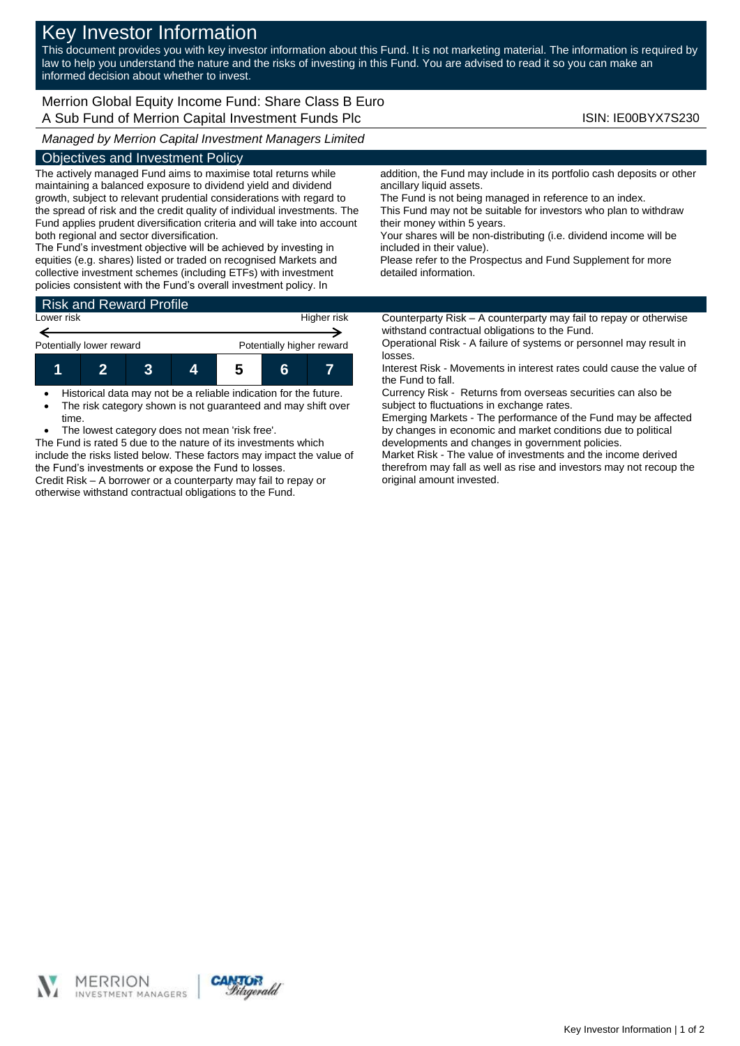# Key Investor Information

This document provides you with key investor information about this Fund. It is not marketing material. The information is required by law to help you understand the nature and the risks of investing in this Fund. You are advised to read it so you can make an informed decision about whether to invest.

## Merrion Global Equity Income Fund: Share Class B Euro

A Sub Fund of Merrion Capital Investment Funds Plc

ISIN: IE00BYX7S230

*Managed by Merrion Capital Investment Managers Limited*

## Objectives and Investment Policy

The actively managed Fund aims to maximise total returns while maintaining a balanced exposure to dividend yield and dividend growth, subject to relevant prudential considerations with regard to the spread of risk and the credit quality of individual investments. The Fund applies prudent diversification criteria and will take into account both regional and sector diversification.

The Fund's investment objective will be achieved by investing in equities (e.g. shares) listed or traded on recognised Markets and collective investment schemes (including ETFs) with investment policies consistent with the Fund's overall investment policy. In addition, the Fund may include in its portfolio cash deposits or other ancillary liquid assets.

The Fund is not being managed in reference to an index.

This Fund may not be suitable for investors who plan to withdraw their money within 5 years.

Your shares will be non-distributing (i.e. dividend income will be included in their value).

Please refer to the Prospectus and Fund Supplement for more detailed information.

## Risk and Reward Profile

Lower risk — Higher risk

Potentially lower reward — Potentially higher reward

| 1 | 2 | 3 | 4 | 5 | 6 | 7 |
|---|---|---|---|---|---|---|

- Historical data may not be a reliable indication for the future.
- The risk category shown is not guaranteed and may shift over time.
- The lowest category does not mean 'risk free'.

The Fund is rated 5 due to the nature of its investments which include the risks listed below. These factors may impact the value of the Fund's investments or expose the Fund to losses.

Credit Risk – A borrower or a counterparty may fail to repay or otherwise withstand contractual obligations to the Fund.

Counterparty Risk – A counterparty may fail to repay or otherwise withstand contractual obligations to the Fund.

Operational Risk - A failure of systems or personnel may result in losses.

Interest Risk - Movements in interest rates could cause the value of the Fund to fall.

Currency Risk - Returns from overseas securities can also be subject to fluctuations in exchange rates.

Emerging Markets - The performance of the Fund may be affected by changes in economic and market conditions due to political developments and changes in government policies.

Market Risk - The value of investments and the income derived therefrom may fall as well as rise and investors may not recoup the original amount invested.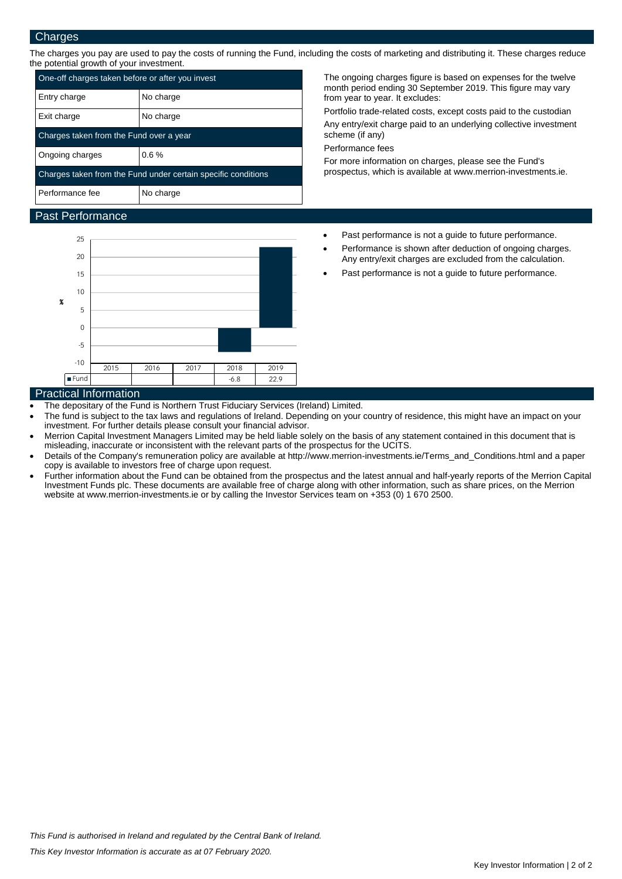## Charges

The charges you pay are used to pay the costs of running the Fund, including the costs of marketing and distributing it. These charges reduce the potential growth of your investment.

| One-off charges taken before or after you invest | |
|---|---|
| Entry charge | No charge |
| Exit charge | No charge |
| **Charges taken from the Fund over a year** | |
| Ongoing charges | 0.6 % |
| **Charges taken from the Fund under certain specific conditions** | |
| Performance fee | No charge |

The ongoing charges figure is based on expenses for the twelve month period ending 30 September 2019. This figure may vary from year to year. It excludes:

Portfolio trade-related costs, except costs paid to the custodian

Any entry/exit charge paid to an underlying collective investment scheme (if any)

Performance fees

For more information on charges, please see the Fund's prospectus, which is available at www.merrion-investments.ie.

## Past Performance

25
20
15
10
%
5
0
-5
-10

2015 2016 2017 2018 2019

Fund -6.8 22.9

- Past performance is not a guide to future performance.
- Performance is shown after deduction of ongoing charges. Any entry/exit charges are excluded from the calculation.
- Past performance is not a guide to future performance.

## Practical Information

- The depositary of the Fund is Northern Trust Fiduciary Services (Ireland) Limited.
- The fund is subject to the tax laws and regulations of Ireland. Depending on your country of residence, this might have an impact on your investment. For further details please consult your financial advisor.
- Merrion Capital Investment Managers Limited may be held liable solely on the basis of any statement contained in this document that is misleading, inaccurate or inconsistent with the relevant parts of the prospectus for the UCITS.
- Details of the Company's remuneration policy are available at http://www.merrion-investments.ie/Terms_and_Conditions.html and a paper copy is available to investors free of charge upon request.
- Further information about the Fund can be obtained from the prospectus and the latest annual and half-yearly reports of the Merrion Capital Investment Funds plc. These documents are available free of charge along with other information, such as share prices, on the Merrion website at www.merrion-investments.ie or by calling the Investor Services team on +353 (0) 1 670 2500.

*This Fund is authorised in Ireland and regulated by the Central Bank of Ireland.*

*This Key Investor Information is accurate as at 07 February 2020.*